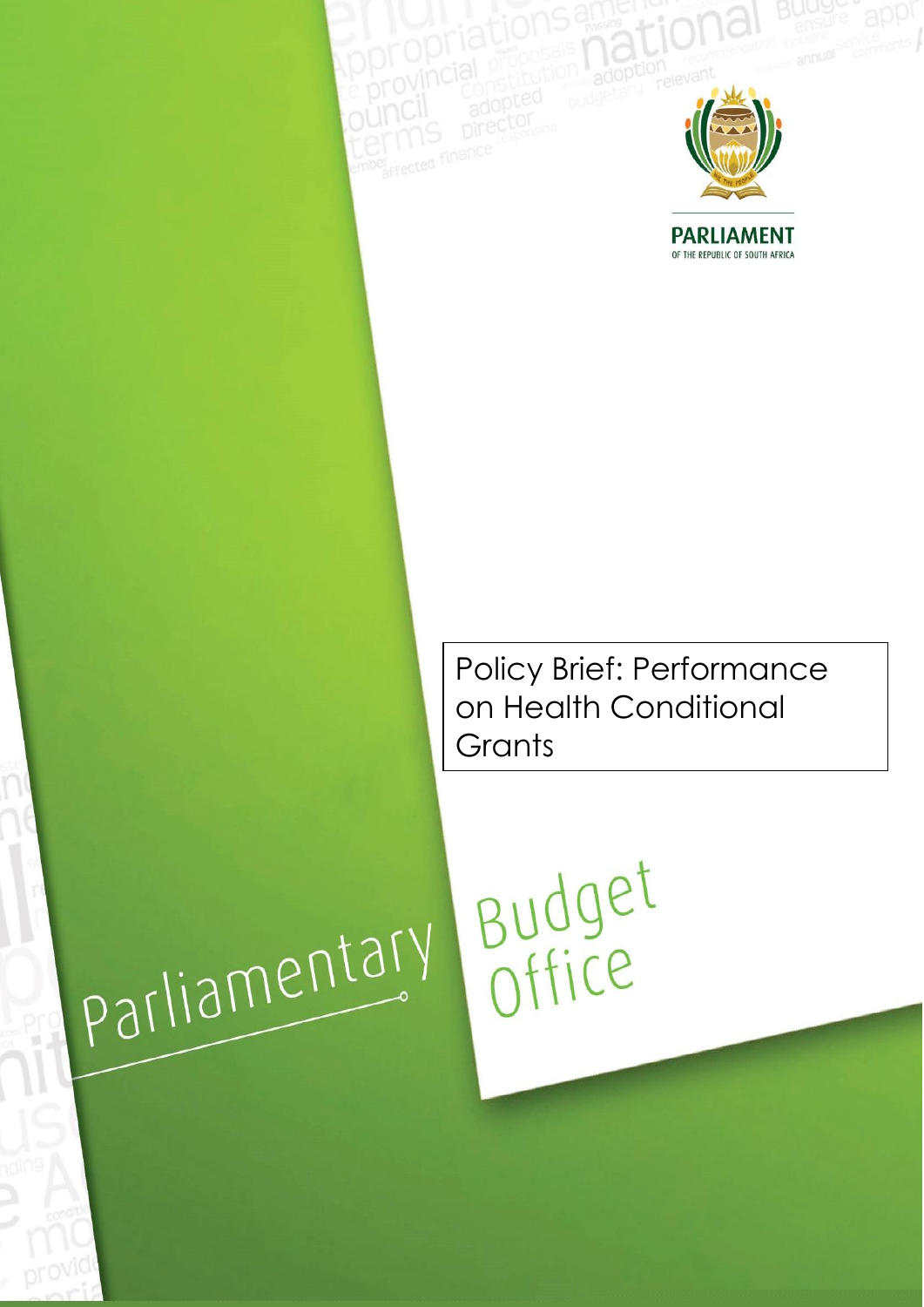PARLIAMENT

OF THE REPUBLIC OF SOUTH AFRICA

# Policy Brief: Performance on Health Conditional Grants

Parliamentary Budget Office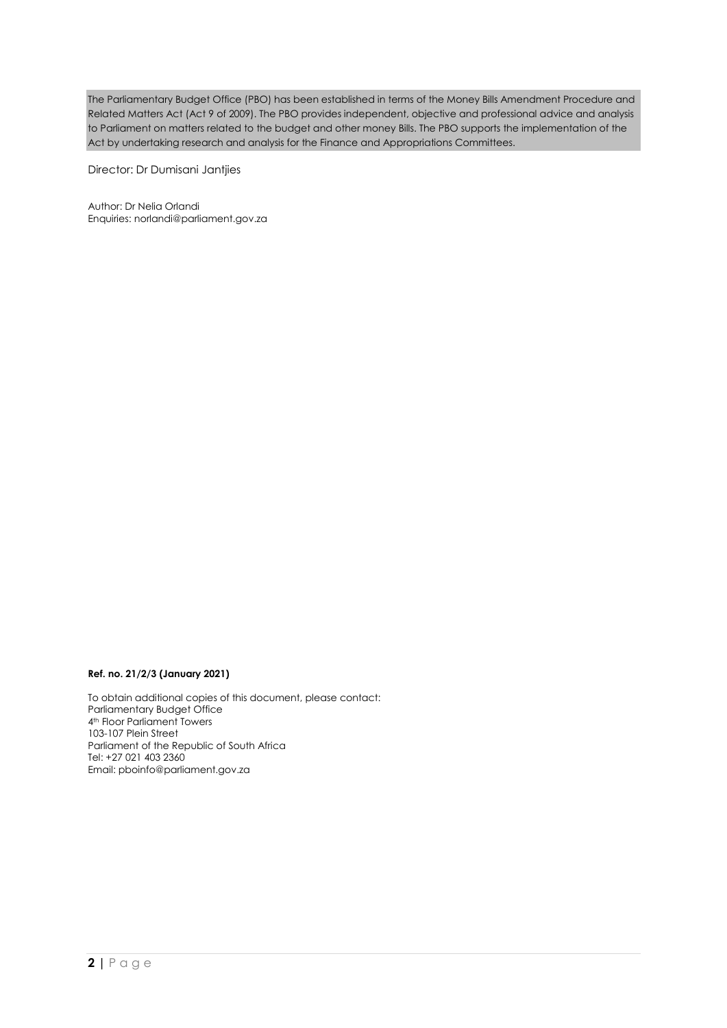The Parliamentary Budget Office (PBO) has been established in terms of the Money Bills Amendment Procedure and Related Matters Act (Act 9 of 2009). The PBO provides independent, objective and professional advice and analysis to Parliament on matters related to the budget and other money Bills. The PBO supports the implementation of the Act by undertaking research and analysis for the Finance and Appropriations Committees.

Director: Dr Dumisani Jantjies

Author: Dr Nelia Orlandi
Enquiries: norlandi@parliament.gov.za

**Ref. no. 21/2/3 (January 2021)**

To obtain additional copies of this document, please contact:
Parliamentary Budget Office
4th Floor Parliament Towers
103-107 Plein Street
Parliament of the Republic of South Africa
Tel: +27 021 403 2360
Email: pboinfo@parliament.gov.za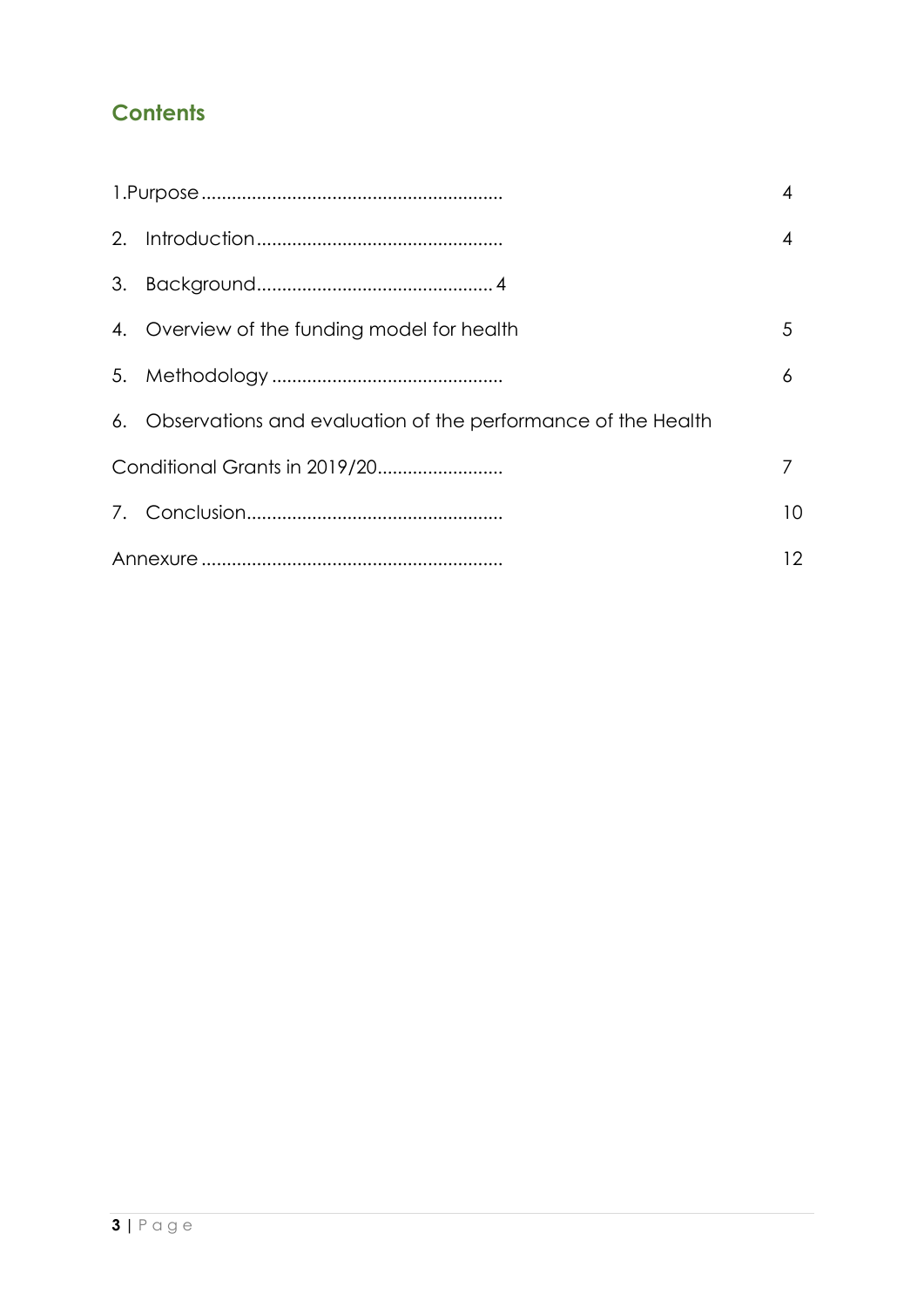## Contents

| | |
|---|---|
| 1.Purpose | 4 |
| 2. Introduction | 4 |
| 3. Background 4 | |
| 4. Overview of the funding model for health | 5 |
| 5. Methodology | 6 |
| 6. Observations and evaluation of the performance of the Health | |
| Conditional Grants in 2019/20 | 7 |
| 7. Conclusion | 10 |
| Annexure | 12 |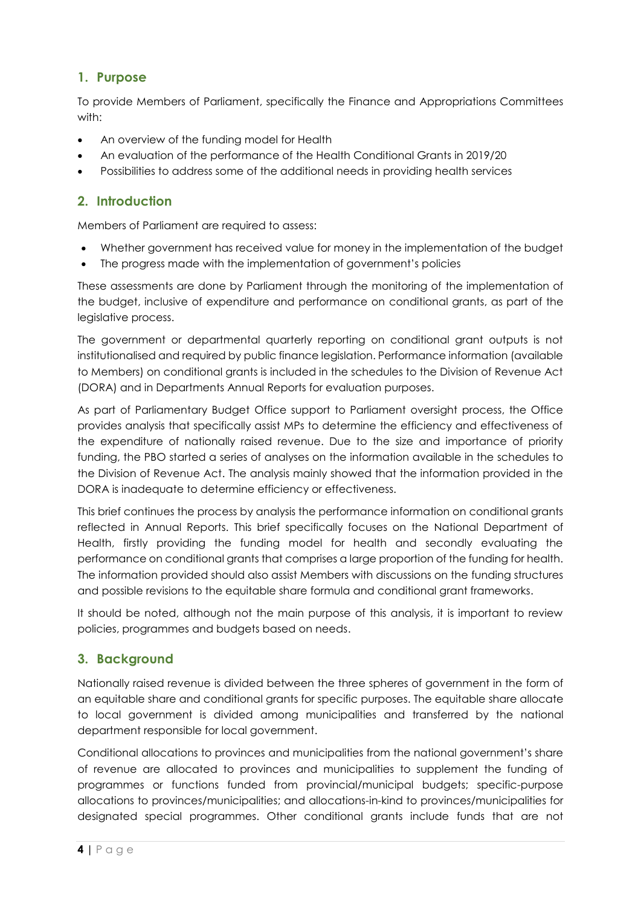## 1. Purpose

To provide Members of Parliament, specifically the Finance and Appropriations Committees with:

- An overview of the funding model for Health
- An evaluation of the performance of the Health Conditional Grants in 2019/20
- Possibilities to address some of the additional needs in providing health services

## 2. Introduction

Members of Parliament are required to assess:

- Whether government has received value for money in the implementation of the budget
- The progress made with the implementation of government's policies

These assessments are done by Parliament through the monitoring of the implementation of the budget, inclusive of expenditure and performance on conditional grants, as part of the legislative process.

The government or departmental quarterly reporting on conditional grant outputs is not institutionalised and required by public finance legislation. Performance information (available to Members) on conditional grants is included in the schedules to the Division of Revenue Act (DORA) and in Departments Annual Reports for evaluation purposes.

As part of Parliamentary Budget Office support to Parliament oversight process, the Office provides analysis that specifically assist MPs to determine the efficiency and effectiveness of the expenditure of nationally raised revenue. Due to the size and importance of priority funding, the PBO started a series of analyses on the information available in the schedules to the Division of Revenue Act. The analysis mainly showed that the information provided in the DORA is inadequate to determine efficiency or effectiveness.

This brief continues the process by analysis the performance information on conditional grants reflected in Annual Reports. This brief specifically focuses on the National Department of Health, firstly providing the funding model for health and secondly evaluating the performance on conditional grants that comprises a large proportion of the funding for health. The information provided should also assist Members with discussions on the funding structures and possible revisions to the equitable share formula and conditional grant frameworks.

It should be noted, although not the main purpose of this analysis, it is important to review policies, programmes and budgets based on needs.

## 3. Background

Nationally raised revenue is divided between the three spheres of government in the form of an equitable share and conditional grants for specific purposes. The equitable share allocate to local government is divided among municipalities and transferred by the national department responsible for local government.

Conditional allocations to provinces and municipalities from the national government's share of revenue are allocated to provinces and municipalities to supplement the funding of programmes or functions funded from provincial/municipal budgets; specific-purpose allocations to provinces/municipalities; and allocations-in-kind to provinces/municipalities for designated special programmes. Other conditional grants include funds that are not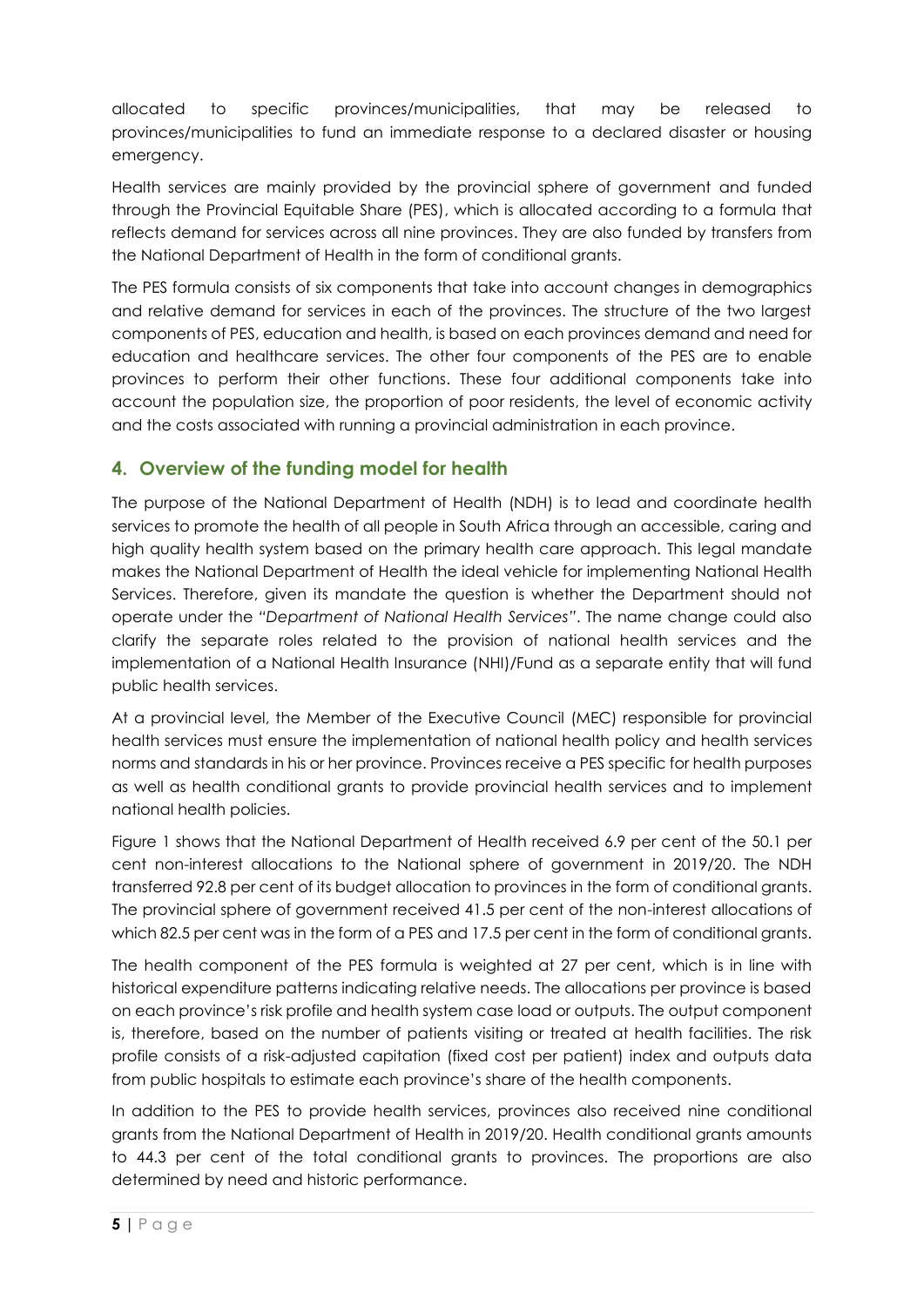allocated to specific provinces/municipalities, that may be released to provinces/municipalities to fund an immediate response to a declared disaster or housing emergency.

Health services are mainly provided by the provincial sphere of government and funded through the Provincial Equitable Share (PES), which is allocated according to a formula that reflects demand for services across all nine provinces. They are also funded by transfers from the National Department of Health in the form of conditional grants.

The PES formula consists of six components that take into account changes in demographics and relative demand for services in each of the provinces. The structure of the two largest components of PES, education and health, is based on each provinces demand and need for education and healthcare services. The other four components of the PES are to enable provinces to perform their other functions. These four additional components take into account the population size, the proportion of poor residents, the level of economic activity and the costs associated with running a provincial administration in each province.

## 4. Overview of the funding model for health

The purpose of the National Department of Health (NDH) is to lead and coordinate health services to promote the health of all people in South Africa through an accessible, caring and high quality health system based on the primary health care approach. This legal mandate makes the National Department of Health the ideal vehicle for implementing National Health Services. Therefore, given its mandate the question is whether the Department should not operate under the *"Department of National Health Services"*. The name change could also clarify the separate roles related to the provision of national health services and the implementation of a National Health Insurance (NHI)/Fund as a separate entity that will fund public health services.

At a provincial level, the Member of the Executive Council (MEC) responsible for provincial health services must ensure the implementation of national health policy and health services norms and standards in his or her province. Provinces receive a PES specific for health purposes as well as health conditional grants to provide provincial health services and to implement national health policies.

Figure 1 shows that the National Department of Health received 6.9 per cent of the 50.1 per cent non-interest allocations to the National sphere of government in 2019/20. The NDH transferred 92.8 per cent of its budget allocation to provinces in the form of conditional grants. The provincial sphere of government received 41.5 per cent of the non-interest allocations of which 82.5 per cent was in the form of a PES and 17.5 per cent in the form of conditional grants.

The health component of the PES formula is weighted at 27 per cent, which is in line with historical expenditure patterns indicating relative needs. The allocations per province is based on each province's risk profile and health system case load or outputs. The output component is, therefore, based on the number of patients visiting or treated at health facilities. The risk profile consists of a risk-adjusted capitation (fixed cost per patient) index and outputs data from public hospitals to estimate each province's share of the health components.

In addition to the PES to provide health services, provinces also received nine conditional grants from the National Department of Health in 2019/20. Health conditional grants amounts to 44.3 per cent of the total conditional grants to provinces. The proportions are also determined by need and historic performance.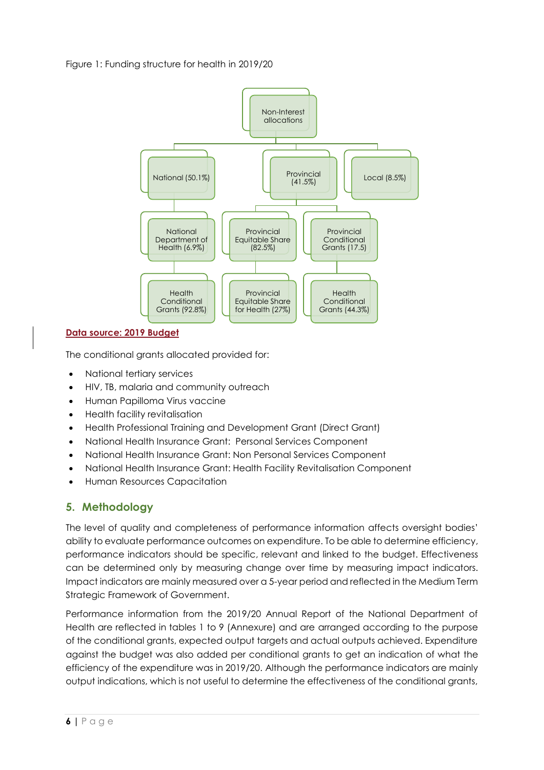Figure 1: Funding structure for health in 2019/20

- Non-Interest allocations
  - National (50.1%)
    - National Department of Health (6.9%)
      - Health Conditional Grants (92.8%)
  - Provincial (41.5%)
    - Provincial Equitable Share (82.5%)
      - Provincial Equitable Share for Health (27%)
    - Provincial Conditional Grants (17.5)
      - Health Conditional Grants (44.3%)
  - Local (8.5%)

**Data source: 2019 Budget**

The conditional grants allocated provided for:

- National tertiary services
- HIV, TB, malaria and community outreach
- Human Papilloma Virus vaccine
- Health facility revitalisation
- Health Professional Training and Development Grant (Direct Grant)
- National Health Insurance Grant: Personal Services Component
- National Health Insurance Grant: Non Personal Services Component
- National Health Insurance Grant: Health Facility Revitalisation Component
- Human Resources Capacitation

## 5. Methodology

The level of quality and completeness of performance information affects oversight bodies' ability to evaluate performance outcomes on expenditure. To be able to determine efficiency, performance indicators should be specific, relevant and linked to the budget. Effectiveness can be determined only by measuring change over time by measuring impact indicators. Impact indicators are mainly measured over a 5-year period and reflected in the Medium Term Strategic Framework of Government.

Performance information from the 2019/20 Annual Report of the National Department of Health are reflected in tables 1 to 9 (Annexure) and are arranged according to the purpose of the conditional grants, expected output targets and actual outputs achieved. Expenditure against the budget was also added per conditional grants to get an indication of what the efficiency of the expenditure was in 2019/20. Although the performance indicators are mainly output indications, which is not useful to determine the effectiveness of the conditional grants,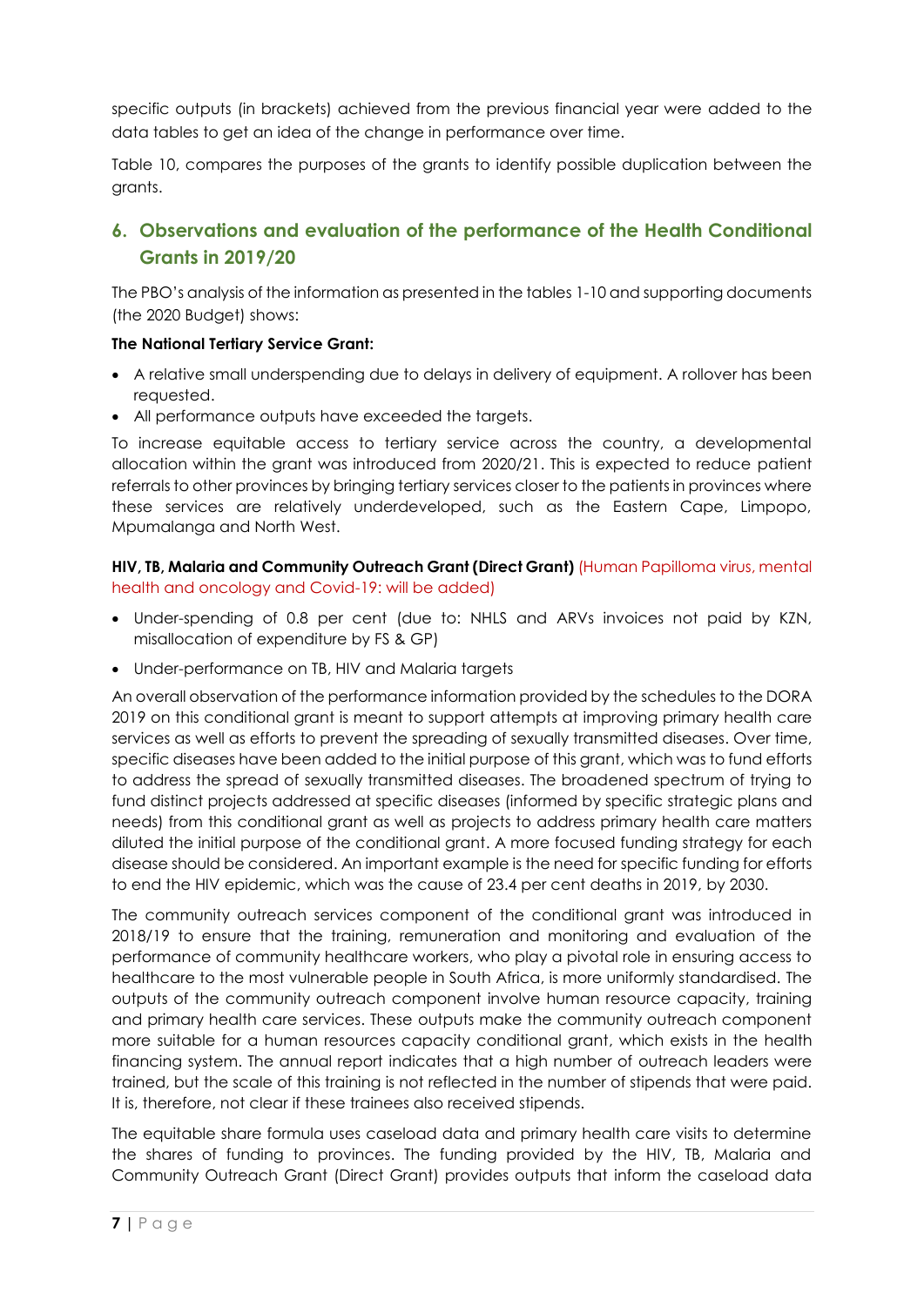specific outputs (in brackets) achieved from the previous financial year were added to the data tables to get an idea of the change in performance over time.

Table 10, compares the purposes of the grants to identify possible duplication between the grants.

## 6. Observations and evaluation of the performance of the Health Conditional Grants in 2019/20

The PBO's analysis of the information as presented in the tables 1-10 and supporting documents (the 2020 Budget) shows:

**The National Tertiary Service Grant:**

- A relative small underspending due to delays in delivery of equipment. A rollover has been requested.
- All performance outputs have exceeded the targets.

To increase equitable access to tertiary service across the country, a developmental allocation within the grant was introduced from 2020/21. This is expected to reduce patient referrals to other provinces by bringing tertiary services closer to the patients in provinces where these services are relatively underdeveloped, such as the Eastern Cape, Limpopo, Mpumalanga and North West.

**HIV, TB, Malaria and Community Outreach Grant (Direct Grant)** (Human Papilloma virus, mental health and oncology and Covid-19: will be added)

- Under-spending of 0.8 per cent (due to: NHLS and ARVs invoices not paid by KZN, misallocation of expenditure by FS & GP)
- Under-performance on TB, HIV and Malaria targets

An overall observation of the performance information provided by the schedules to the DORA 2019 on this conditional grant is meant to support attempts at improving primary health care services as well as efforts to prevent the spreading of sexually transmitted diseases. Over time, specific diseases have been added to the initial purpose of this grant, which was to fund efforts to address the spread of sexually transmitted diseases. The broadened spectrum of trying to fund distinct projects addressed at specific diseases (informed by specific strategic plans and needs) from this conditional grant as well as projects to address primary health care matters diluted the initial purpose of the conditional grant. A more focused funding strategy for each disease should be considered. An important example is the need for specific funding for efforts to end the HIV epidemic, which was the cause of 23.4 per cent deaths in 2019, by 2030.

The community outreach services component of the conditional grant was introduced in 2018/19 to ensure that the training, remuneration and monitoring and evaluation of the performance of community healthcare workers, who play a pivotal role in ensuring access to healthcare to the most vulnerable people in South Africa, is more uniformly standardised. The outputs of the community outreach component involve human resource capacity, training and primary health care services. These outputs make the community outreach component more suitable for a human resources capacity conditional grant, which exists in the health financing system. The annual report indicates that a high number of outreach leaders were trained, but the scale of this training is not reflected in the number of stipends that were paid. It is, therefore, not clear if these trainees also received stipends.

The equitable share formula uses caseload data and primary health care visits to determine the shares of funding to provinces. The funding provided by the HIV, TB, Malaria and Community Outreach Grant (Direct Grant) provides outputs that inform the caseload data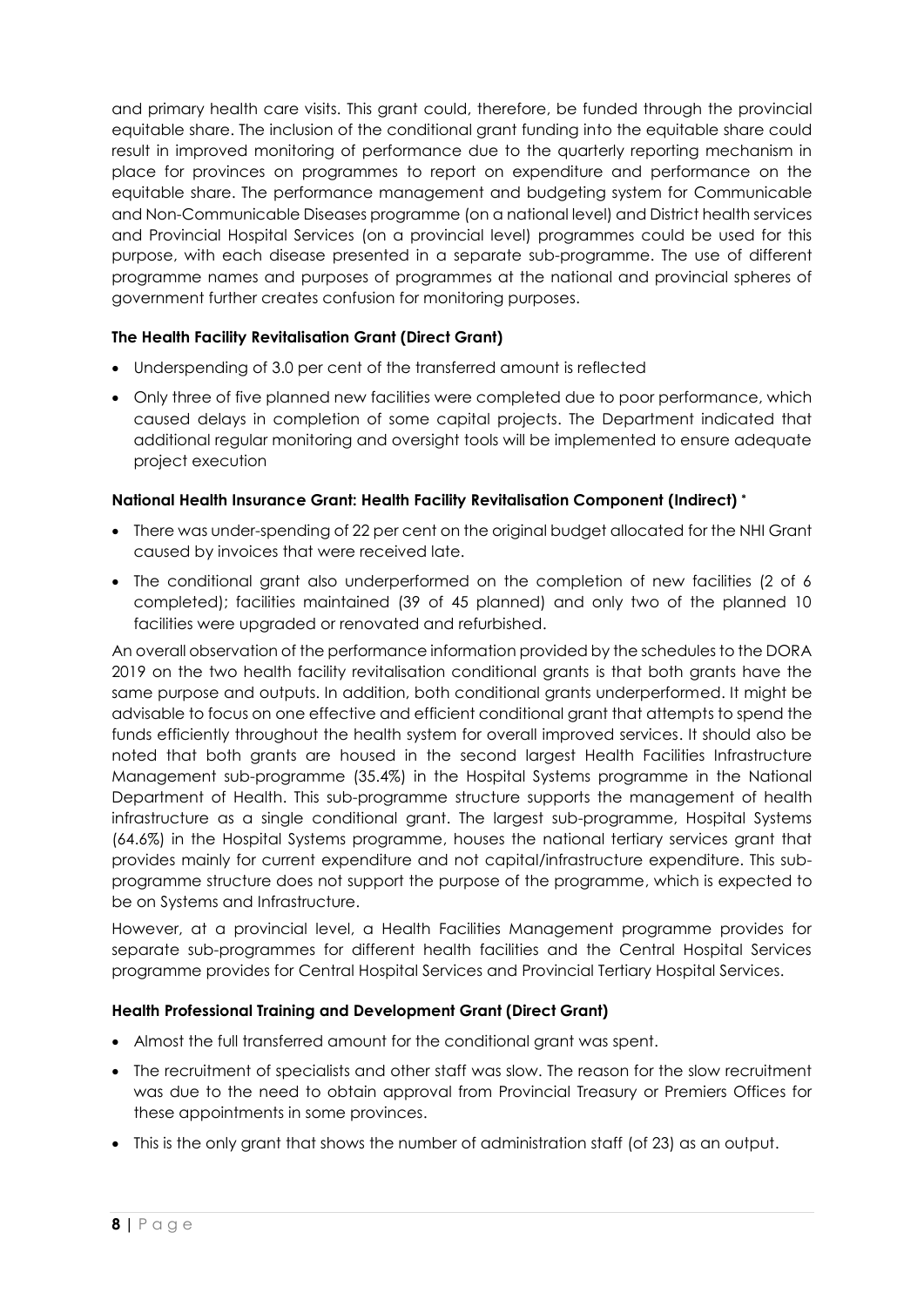and primary health care visits. This grant could, therefore, be funded through the provincial equitable share. The inclusion of the conditional grant funding into the equitable share could result in improved monitoring of performance due to the quarterly reporting mechanism in place for provinces on programmes to report on expenditure and performance on the equitable share. The performance management and budgeting system for Communicable and Non-Communicable Diseases programme (on a national level) and District health services and Provincial Hospital Services (on a provincial level) programmes could be used for this purpose, with each disease presented in a separate sub-programme. The use of different programme names and purposes of programmes at the national and provincial spheres of government further creates confusion for monitoring purposes.

**The Health Facility Revitalisation Grant (Direct Grant)**

- Underspending of 3.0 per cent of the transferred amount is reflected
- Only three of five planned new facilities were completed due to poor performance, which caused delays in completion of some capital projects. The Department indicated that additional regular monitoring and oversight tools will be implemented to ensure adequate project execution

**National Health Insurance Grant: Health Facility Revitalisation Component (Indirect) \***

- There was under-spending of 22 per cent on the original budget allocated for the NHI Grant caused by invoices that were received late.
- The conditional grant also underperformed on the completion of new facilities (2 of 6 completed); facilities maintained (39 of 45 planned) and only two of the planned 10 facilities were upgraded or renovated and refurbished.

An overall observation of the performance information provided by the schedules to the DORA 2019 on the two health facility revitalisation conditional grants is that both grants have the same purpose and outputs. In addition, both conditional grants underperformed. It might be advisable to focus on one effective and efficient conditional grant that attempts to spend the funds efficiently throughout the health system for overall improved services. It should also be noted that both grants are housed in the second largest Health Facilities Infrastructure Management sub-programme (35.4%) in the Hospital Systems programme in the National Department of Health. This sub-programme structure supports the management of health infrastructure as a single conditional grant. The largest sub-programme, Hospital Systems (64.6%) in the Hospital Systems programme, houses the national tertiary services grant that provides mainly for current expenditure and not capital/infrastructure expenditure. This sub-programme structure does not support the purpose of the programme, which is expected to be on Systems and Infrastructure.

However, at a provincial level, a Health Facilities Management programme provides for separate sub-programmes for different health facilities and the Central Hospital Services programme provides for Central Hospital Services and Provincial Tertiary Hospital Services.

**Health Professional Training and Development Grant (Direct Grant)**

- Almost the full transferred amount for the conditional grant was spent.
- The recruitment of specialists and other staff was slow. The reason for the slow recruitment was due to the need to obtain approval from Provincial Treasury or Premiers Offices for these appointments in some provinces.
- This is the only grant that shows the number of administration staff (of 23) as an output.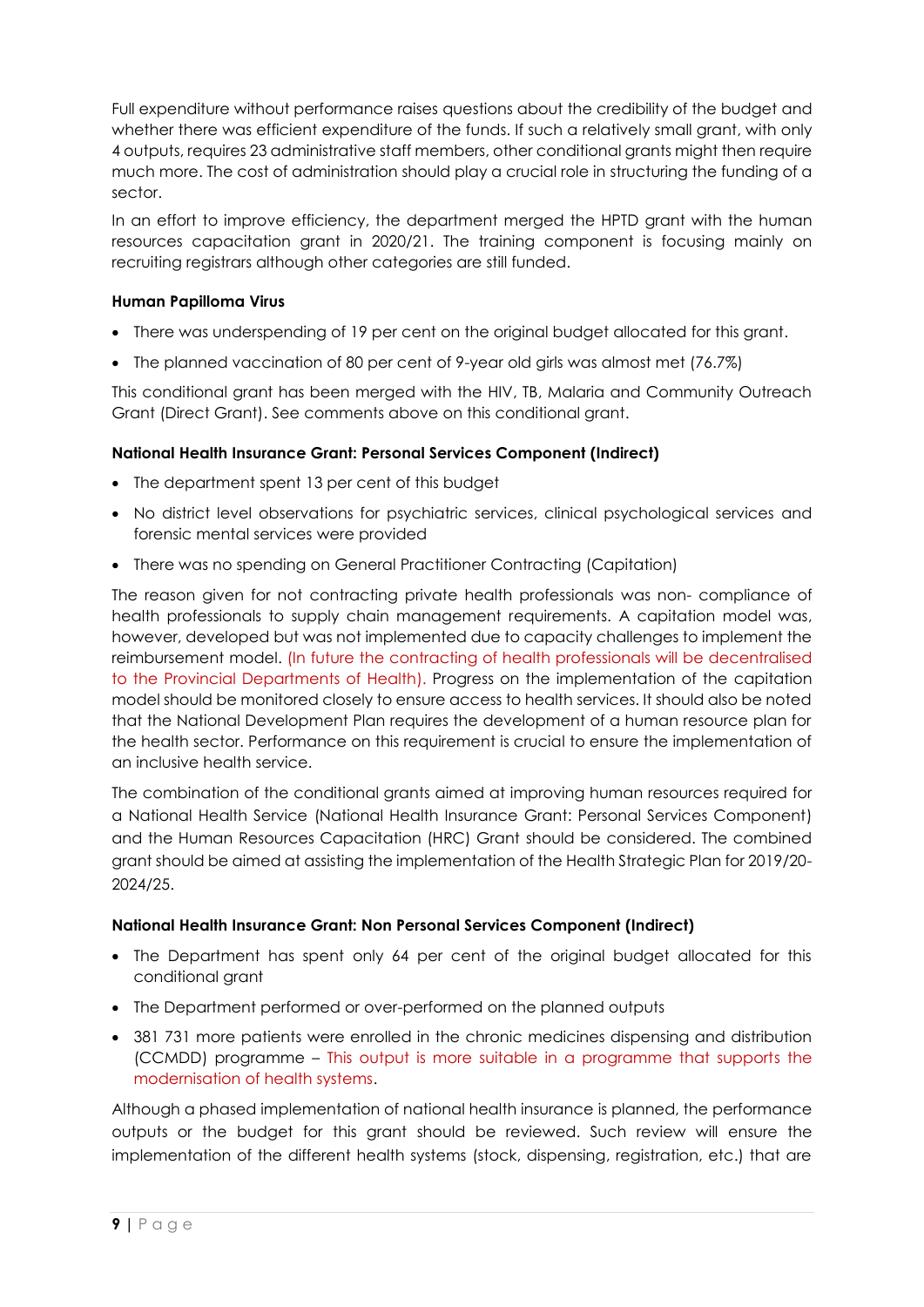Full expenditure without performance raises questions about the credibility of the budget and whether there was efficient expenditure of the funds. If such a relatively small grant, with only 4 outputs, requires 23 administrative staff members, other conditional grants might then require much more. The cost of administration should play a crucial role in structuring the funding of a sector.

In an effort to improve efficiency, the department merged the HPTD grant with the human resources capacitation grant in 2020/21. The training component is focusing mainly on recruiting registrars although other categories are still funded.

**Human Papilloma Virus**

- There was underspending of 19 per cent on the original budget allocated for this grant.
- The planned vaccination of 80 per cent of 9-year old girls was almost met (76.7%)

This conditional grant has been merged with the HIV, TB, Malaria and Community Outreach Grant (Direct Grant). See comments above on this conditional grant.

**National Health Insurance Grant: Personal Services Component (Indirect)**

- The department spent 13 per cent of this budget
- No district level observations for psychiatric services, clinical psychological services and forensic mental services were provided
- There was no spending on General Practitioner Contracting (Capitation)

The reason given for not contracting private health professionals was non- compliance of health professionals to supply chain management requirements. A capitation model was, however, developed but was not implemented due to capacity challenges to implement the reimbursement model. (In future the contracting of health professionals will be decentralised to the Provincial Departments of Health). Progress on the implementation of the capitation model should be monitored closely to ensure access to health services. It should also be noted that the National Development Plan requires the development of a human resource plan for the health sector. Performance on this requirement is crucial to ensure the implementation of an inclusive health service.

The combination of the conditional grants aimed at improving human resources required for a National Health Service (National Health Insurance Grant: Personal Services Component) and the Human Resources Capacitation (HRC) Grant should be considered. The combined grant should be aimed at assisting the implementation of the Health Strategic Plan for 2019/20-2024/25.

**National Health Insurance Grant: Non Personal Services Component (Indirect)**

- The Department has spent only 64 per cent of the original budget allocated for this conditional grant
- The Department performed or over-performed on the planned outputs
- 381 731 more patients were enrolled in the chronic medicines dispensing and distribution (CCMDD) programme – This output is more suitable in a programme that supports the modernisation of health systems.

Although a phased implementation of national health insurance is planned, the performance outputs or the budget for this grant should be reviewed. Such review will ensure the implementation of the different health systems (stock, dispensing, registration, etc.) that are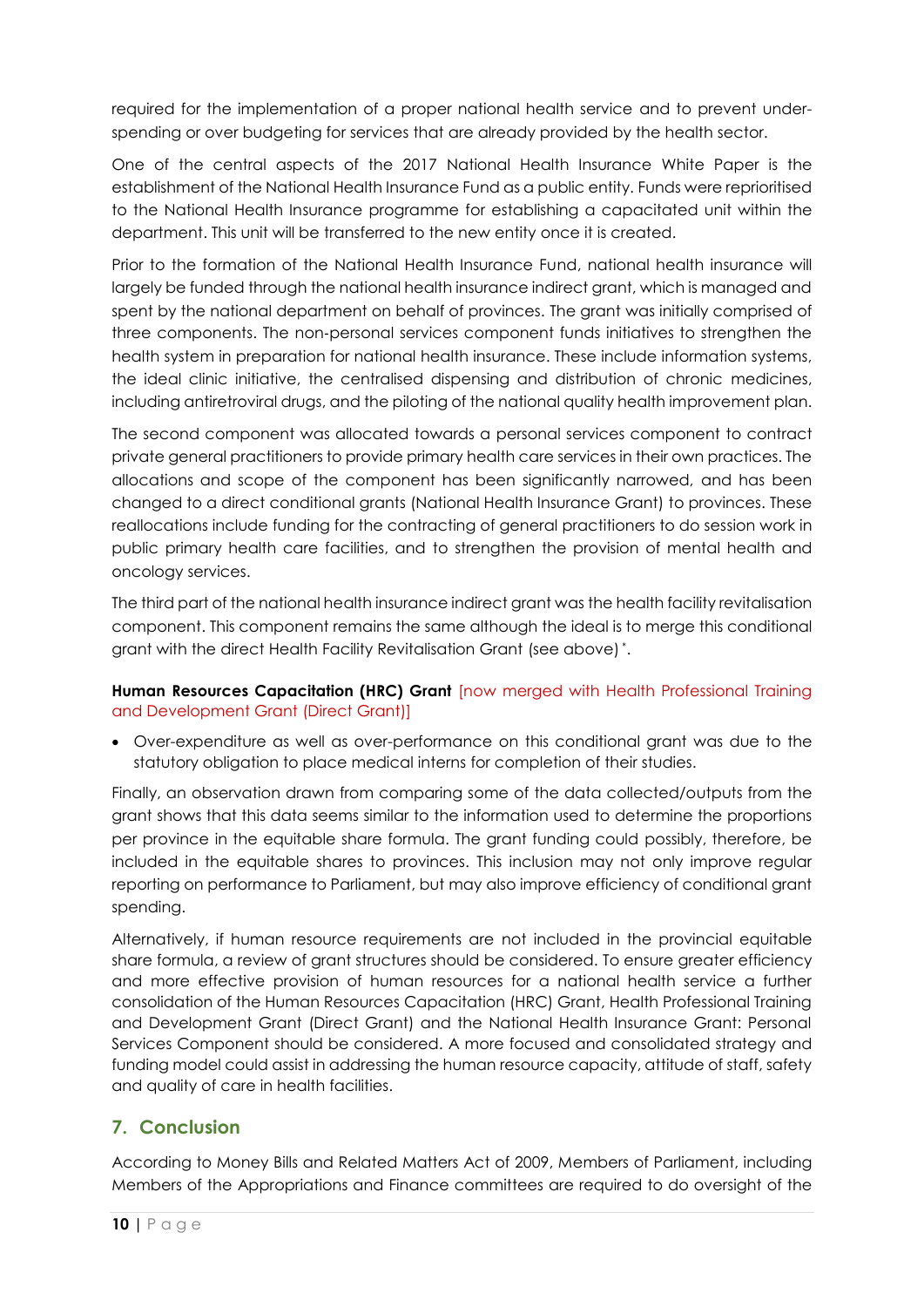required for the implementation of a proper national health service and to prevent under-spending or over budgeting for services that are already provided by the health sector.

One of the central aspects of the 2017 National Health Insurance White Paper is the establishment of the National Health Insurance Fund as a public entity. Funds were reprioritised to the National Health Insurance programme for establishing a capacitated unit within the department. This unit will be transferred to the new entity once it is created.

Prior to the formation of the National Health Insurance Fund, national health insurance will largely be funded through the national health insurance indirect grant, which is managed and spent by the national department on behalf of provinces. The grant was initially comprised of three components. The non-personal services component funds initiatives to strengthen the health system in preparation for national health insurance. These include information systems, the ideal clinic initiative, the centralised dispensing and distribution of chronic medicines, including antiretroviral drugs, and the piloting of the national quality health improvement plan.

The second component was allocated towards a personal services component to contract private general practitioners to provide primary health care services in their own practices. The allocations and scope of the component has been significantly narrowed, and has been changed to a direct conditional grants (National Health Insurance Grant) to provinces. These reallocations include funding for the contracting of general practitioners to do session work in public primary health care facilities, and to strengthen the provision of mental health and oncology services.

The third part of the national health insurance indirect grant was the health facility revitalisation component. This component remains the same although the ideal is to merge this conditional grant with the direct Health Facility Revitalisation Grant (see above)*.

**Human Resources Capacitation (HRC) Grant** [now merged with Health Professional Training and Development Grant (Direct Grant)]

- Over-expenditure as well as over-performance on this conditional grant was due to the statutory obligation to place medical interns for completion of their studies.

Finally, an observation drawn from comparing some of the data collected/outputs from the grant shows that this data seems similar to the information used to determine the proportions per province in the equitable share formula. The grant funding could possibly, therefore, be included in the equitable shares to provinces. This inclusion may not only improve regular reporting on performance to Parliament, but may also improve efficiency of conditional grant spending.

Alternatively, if human resource requirements are not included in the provincial equitable share formula, a review of grant structures should be considered. To ensure greater efficiency and more effective provision of human resources for a national health service a further consolidation of the Human Resources Capacitation (HRC) Grant, Health Professional Training and Development Grant (Direct Grant) and the National Health Insurance Grant: Personal Services Component should be considered. A more focused and consolidated strategy and funding model could assist in addressing the human resource capacity, attitude of staff, safety and quality of care in health facilities.

## 7. Conclusion

According to Money Bills and Related Matters Act of 2009, Members of Parliament, including Members of the Appropriations and Finance committees are required to do oversight of the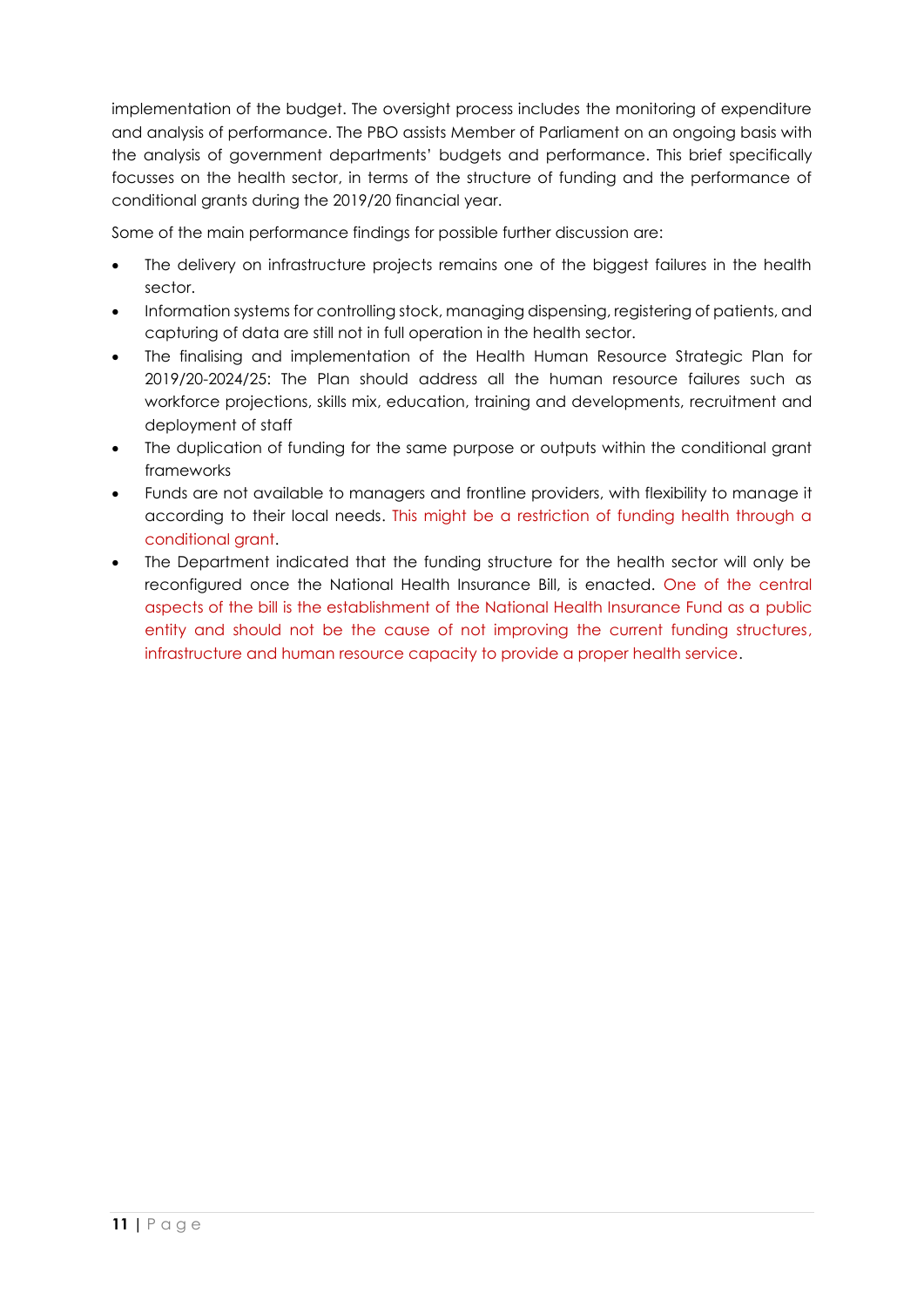implementation of the budget. The oversight process includes the monitoring of expenditure and analysis of performance. The PBO assists Member of Parliament on an ongoing basis with the analysis of government departments' budgets and performance. This brief specifically focusses on the health sector, in terms of the structure of funding and the performance of conditional grants during the 2019/20 financial year.

Some of the main performance findings for possible further discussion are:

- The delivery on infrastructure projects remains one of the biggest failures in the health sector.
- Information systems for controlling stock, managing dispensing, registering of patients, and capturing of data are still not in full operation in the health sector.
- The finalising and implementation of the Health Human Resource Strategic Plan for 2019/20-2024/25: The Plan should address all the human resource failures such as workforce projections, skills mix, education, training and developments, recruitment and deployment of staff
- The duplication of funding for the same purpose or outputs within the conditional grant frameworks
- Funds are not available to managers and frontline providers, with flexibility to manage it according to their local needs. This might be a restriction of funding health through a conditional grant.
- The Department indicated that the funding structure for the health sector will only be reconfigured once the National Health Insurance Bill, is enacted. One of the central aspects of the bill is the establishment of the National Health Insurance Fund as a public entity and should not be the cause of not improving the current funding structures, infrastructure and human resource capacity to provide a proper health service.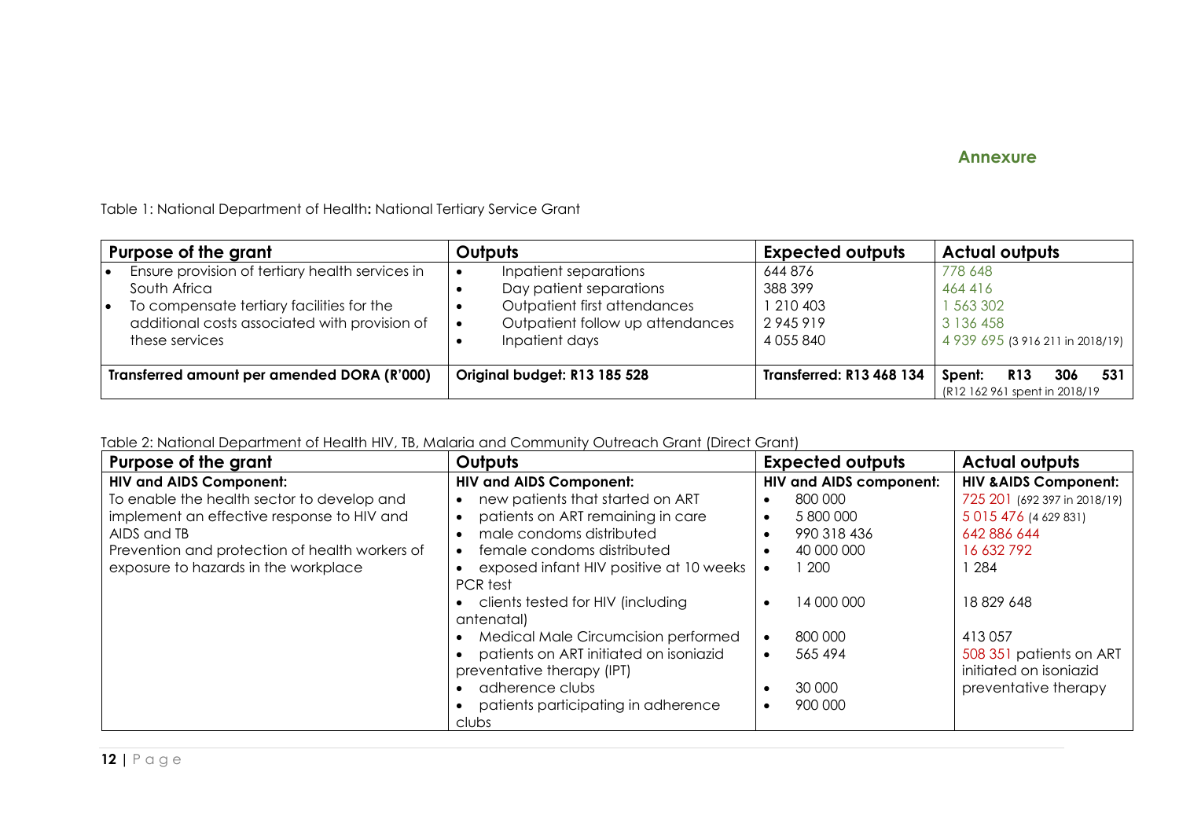## Annexure

Table 1: National Department of Health**:** National Tertiary Service Grant

| Purpose of the grant | Outputs | Expected outputs | Actual outputs |
|---|---|---|---|
| • Ensure provision of tertiary health services in South Africa<br>• To compensate tertiary facilities for the additional costs associated with provision of these services | • Inpatient separations<br>• Day patient separations<br>• Outpatient first attendances<br>• Outpatient follow up attendances<br>• Inpatient days | 644 876<br>388 399<br>1 210 403<br>2 945 919<br>4 055 840 | 778 648<br>464 416<br>1 563 302<br>3 136 458<br>4 939 695 (3 916 211 in 2018/19) |
| **Transferred amount per amended DORA (R'000)** | **Original budget: R13 185 528** | **Transferred: R13 468 134** | **Spent: R13 306 531**<br>(R12 162 961 spent in 2018/19 |

Table 2: National Department of Health HIV, TB, Malaria and Community Outreach Grant (Direct Grant)

| Purpose of the grant | Outputs | Expected outputs | Actual outputs |
|---|---|---|---|
| **HIV and AIDS Component:**<br>To enable the health sector to develop and implement an effective response to HIV and AIDS and TB<br>Prevention and protection of health workers of exposure to hazards in the workplace | **HIV and AIDS Component:**<br>• new patients that started on ART<br>• patients on ART remaining in care<br>• male condoms distributed<br>• female condoms distributed<br>• exposed infant HIV positive at 10 weeks PCR test<br>• clients tested for HIV (including antenatal)<br>• Medical Male Circumcision performed<br>• patients on ART initiated on isoniazid preventative therapy (IPT)<br>• adherence clubs<br>• patients participating in adherence clubs | **HIV and AIDS component:**<br>• 800 000<br>• 5 800 000<br>• 990 318 436<br>• 40 000 000<br>• 1 200<br>• 14 000 000<br>• 800 000<br>• 565 494<br>• 30 000<br>• 900 000 | **HIV &AIDS Component:**<br>725 201 (692 397 in 2018/19)<br>5 015 476 (4 629 831)<br>642 886 644<br>16 632 792<br>1 284<br>18 829 648<br>413 057<br>508 351 patients on ART initiated on isoniazid preventative therapy |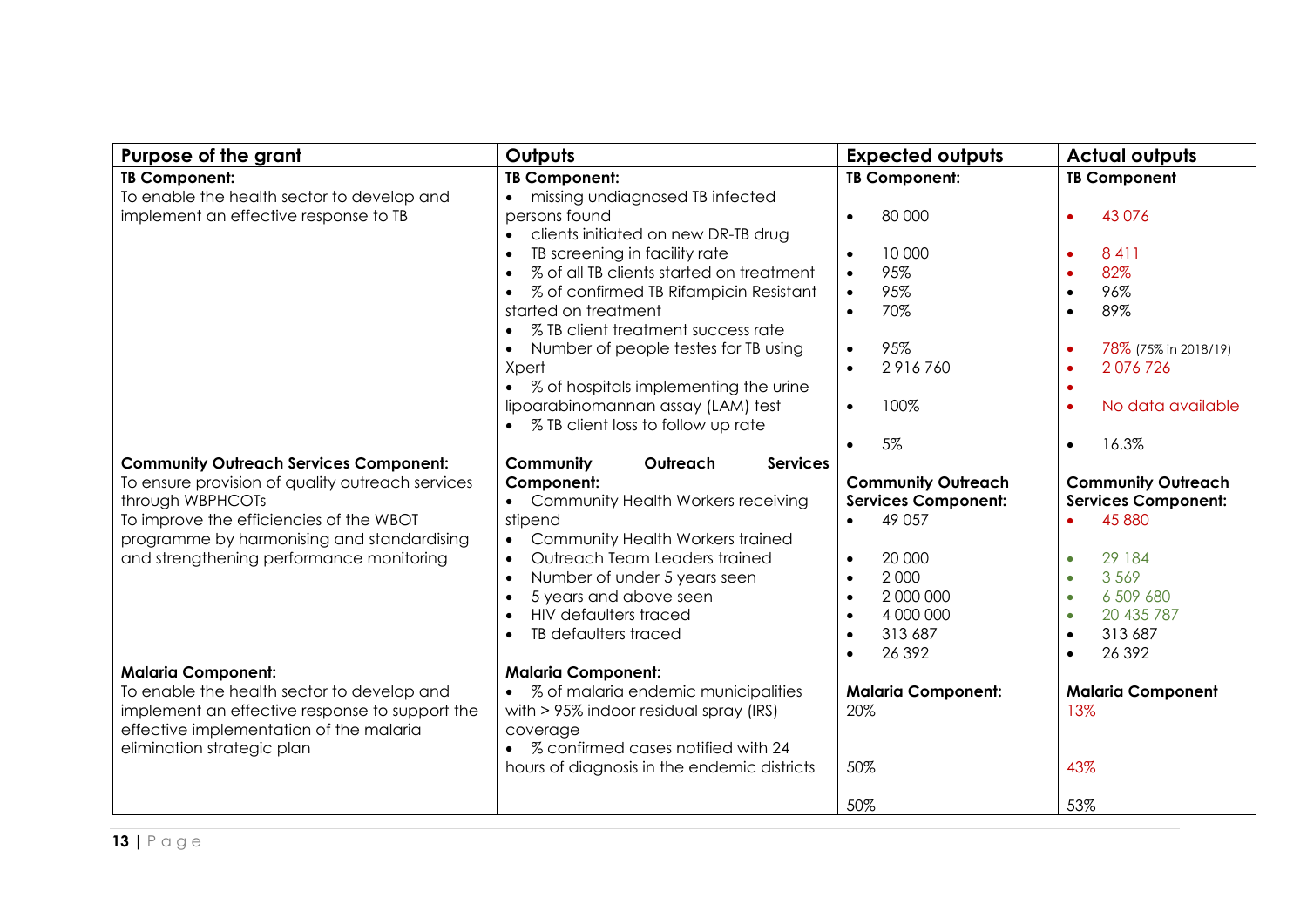| Purpose of the grant | Outputs | Expected outputs | Actual outputs |
| --- | --- | --- | --- |
| **TB Component:**<br>To enable the health sector to develop and implement an effective response to TB | **TB Component:**<br>• missing undiagnosed TB infected persons found<br>• clients initiated on new DR-TB drug<br>• TB screening in facility rate<br>• % of all TB clients started on treatment<br>• % of confirmed TB Rifampicin Resistant started on treatment<br>• % TB client treatment success rate<br>• Number of people testes for TB using Xpert<br>• % of hospitals implementing the urine lipoarabinomannan assay (LAM) test<br>• % TB client loss to follow up rate | **TB Component:**<br>• 80 000<br>• 10 000<br>• 95%<br>• 95%<br>• 70%<br>• 95%<br>• 2 916 760<br>• 100%<br>• 5% | **TB Component**<br>• 43 076<br>• 8 411<br>• 82%<br>• 96%<br>• 89%<br>• 78% (75% in 2018/19)<br>• 2 076 726<br>•<br>• No data available<br>• 16.3% |
| **Community Outreach Services Component:**<br>To ensure provision of quality outreach services through WBPHCOTs<br>To improve the efficiencies of the WBOT programme by harmonising and standardising and strengthening performance monitoring | **Community Outreach Services Component:**<br>• Community Health Workers receiving stipend<br>• Community Health Workers trained<br>• Outreach Team Leaders trained<br>• Number of under 5 years seen<br>• 5 years and above seen<br>• HIV defaulters traced<br>• TB defaulters traced | **Community Outreach Services Component:**<br>• 49 057<br>• 20 000<br>• 2 000<br>• 2 000 000<br>• 4 000 000<br>• 313 687<br>• 26 392 | **Community Outreach Services Component:**<br>• 45 880<br>• 29 184<br>• 3 569<br>• 6 509 680<br>• 20 435 787<br>• 313 687<br>• 26 392 |
| **Malaria Component:**<br>To enable the health sector to develop and implement an effective response to support the effective implementation of the malaria elimination strategic plan | **Malaria Component:**<br>• % of malaria endemic municipalities with > 95% indoor residual spray (IRS) coverage<br>• % confirmed cases notified with 24 hours of diagnosis in the endemic districts | **Malaria Component:**<br>20%<br>50%<br>50% | **Malaria Component**<br>13%<br>43%<br>53% |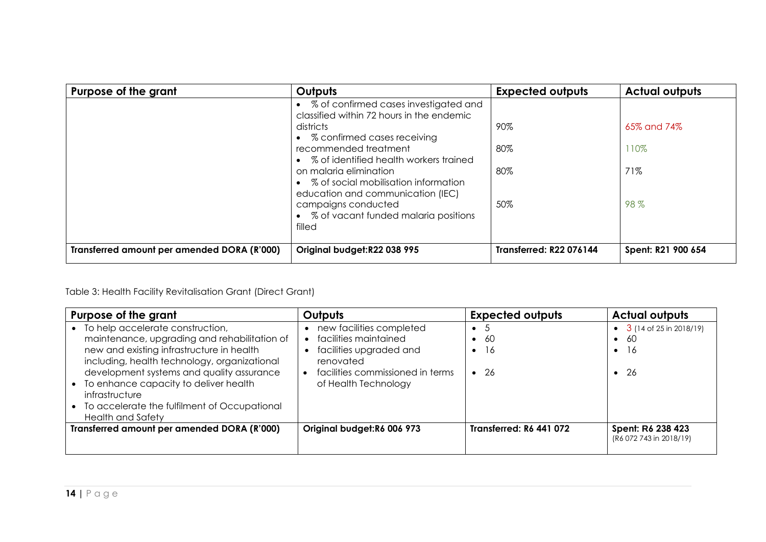| Purpose of the grant | Outputs | Expected outputs | Actual outputs |
|---|---|---|---|
| | • % of confirmed cases investigated and classified within 72 hours in the endemic districts<br>• % confirmed cases receiving recommended treatment<br>• % of identified health workers trained on malaria elimination<br>• % of social mobilisation information education and communication (IEC) campaigns conducted<br>• % of vacant funded malaria positions filled | 90%<br>80%<br>80%<br>50% | 65% and 74%<br>110%<br>71%<br>98 % |
| **Transferred amount per amended DORA (R'000)** | **Original budget:R22 038 995** | **Transferred: R22 076144** | **Spent: R21 900 654** |

Table 3: Health Facility Revitalisation Grant (Direct Grant)

| Purpose of the grant | Outputs | Expected outputs | Actual outputs |
|---|---|---|---|
| • To help accelerate construction, maintenance, upgrading and rehabilitation of new and existing infrastructure in health including, health technology, organizational development systems and quality assurance<br>• To enhance capacity to deliver health infrastructure<br>• To accelerate the fulfilment of Occupational Health and Safety | • new facilities completed<br>• facilities maintained<br>• facilities upgraded and renovated<br>• facilities commissioned in terms of Health Technology | • 5<br>• 60<br>• 16<br>• 26 | • 3 (14 of 25 in 2018/19)<br>• 60<br>• 16<br>• 26 |
| **Transferred amount per amended DORA (R'000)** | **Original budget:R6 006 973** | **Transferred: R6 441 072** | **Spent: R6 238 423** (R6 072 743 in 2018/19) |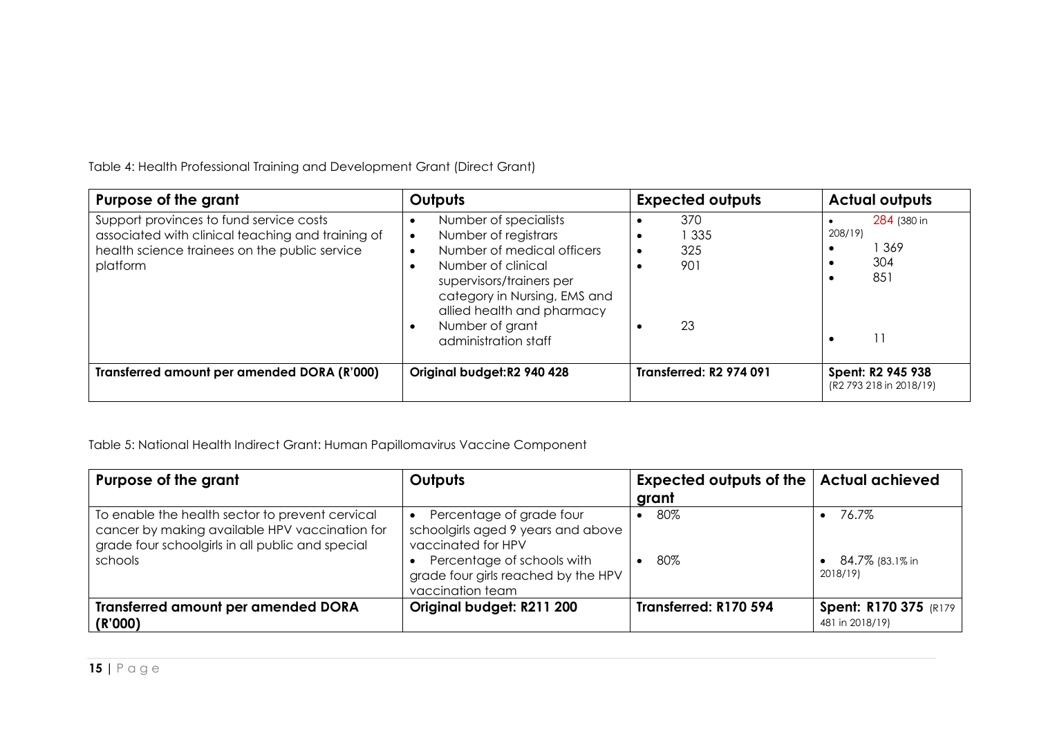Table 4: Health Professional Training and Development Grant (Direct Grant)

| Purpose of the grant | Outputs | Expected outputs | Actual outputs |
|---|---|---|---|
| Support provinces to fund service costs associated with clinical teaching and training of health science trainees on the public service platform | • Number of specialists<br>• Number of registrars<br>• Number of medical officers<br>• Number of clinical supervisors/trainers per category in Nursing, EMS and allied health and pharmacy<br>• Number of grant administration staff | • 370<br>• 1 335<br>• 325<br>• 901<br>• 23 | • 284 (380 in 208/19)<br>• 1 369<br>• 304<br>• 851<br>• 11 |
| **Transferred amount per amended DORA (R'000)** | **Original budget:R2 940 428** | **Transferred: R2 974 091** | **Spent: R2 945 938** (R2 793 218 in 2018/19) |

Table 5: National Health Indirect Grant: Human Papillomavirus Vaccine Component

| Purpose of the grant | Outputs | Expected outputs of the grant | Actual achieved |
|---|---|---|---|
| To enable the health sector to prevent cervical cancer by making available HPV vaccination for grade four schoolgirls in all public and special schools | • Percentage of grade four schoolgirls aged 9 years and above vaccinated for HPV<br>• Percentage of schools with grade four girls reached by the HPV vaccination team | • 80%<br>• 80% | • 76.7%<br>• 84.7% (83.1% in 2018/19) |
| **Transferred amount per amended DORA (R'000)** | **Original budget: R211 200** | **Transferred: R170 594** | **Spent: R170 375** (R179 481 in 2018/19) |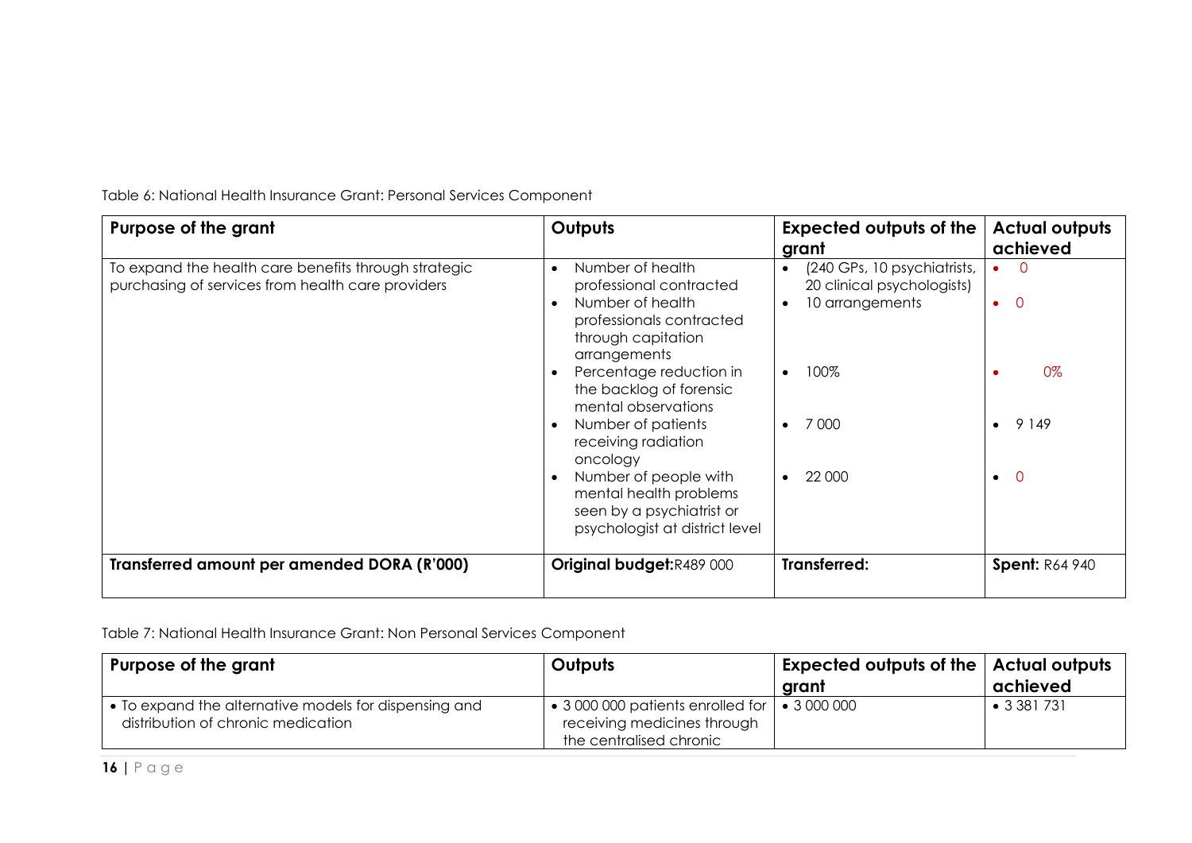Table 6: National Health Insurance Grant: Personal Services Component

| Purpose of the grant | Outputs | Expected outputs of the grant | Actual outputs achieved |
|---|---|---|---|
| To expand the health care benefits through strategic purchasing of services from health care providers | • Number of health professional contracted<br>• Number of health professionals contracted through capitation arrangements<br>• Percentage reduction in the backlog of forensic mental observations<br>• Number of patients receiving radiation oncology<br>• Number of people with mental health problems seen by a psychiatrist or psychologist at district level | • (240 GPs, 10 psychiatrists, 20 clinical psychologists)<br>• 10 arrangements<br>• 100%<br>• 7 000<br>• 22 000 | • 0<br>• 0<br>• 0%<br>• 9 149<br>• 0 |
| **Transferred amount per amended DORA (R'000)** | **Original budget:** R489 000 | **Transferred:** | **Spent:** R64 940 |

Table 7: National Health Insurance Grant: Non Personal Services Component

| Purpose of the grant | Outputs | Expected outputs of the grant | Actual outputs achieved |
|---|---|---|---|
| • To expand the alternative models for dispensing and distribution of chronic medication | • 3 000 000 patients enrolled for receiving medicines through the centralised chronic | • 3 000 000 | • 3 381 731 |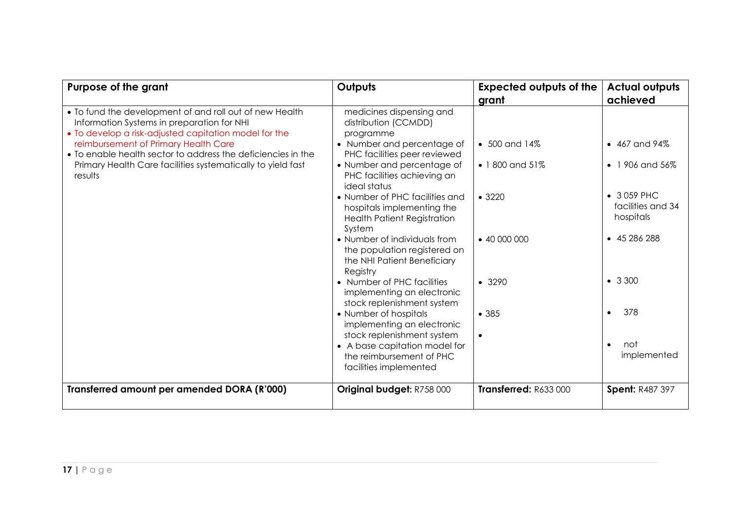| Purpose of the grant | Outputs | Expected outputs of the grant | Actual outputs achieved |
|---|---|---|---|
| • To fund the development of and roll out of new Health Information Systems in preparation for NHI<br>• To develop a risk-adjusted capitation model for the reimbursement of Primary Health Care<br>• To enable health sector to address the deficiencies in the Primary Health Care facilities systematically to yield fast results | medicines dispensing and distribution (CCMDD) programme<br>• Number and percentage of PHC facilities peer reviewed<br>• Number and percentage of PHC facilities achieving an ideal status<br>• Number of PHC facilities and hospitals implementing the Health Patient Registration System<br>• Number of individuals from the population registered on the NHI Patient Beneficiary Registry<br>• Number of PHC facilities implementing an electronic stock replenishment system<br>• Number of hospitals implementing an electronic stock replenishment system<br>• A base capitation model for the reimbursement of PHC facilities implemented | • 500 and 14%<br>• 1 800 and 51%<br>• 3220<br>• 40 000 000<br>• 3290<br>• 385<br>• | • 467 and 94%<br>• 1 906 and 56%<br>• 3 059 PHC facilities and 34 hospitals<br>• 45 286 288<br>• 3 300<br>• 378<br>• not implemented |
| **Transferred amount per amended DORA (R'000)** | **Original budget:** R758 000 | **Transferred:** R633 000 | **Spent:** R487 397 |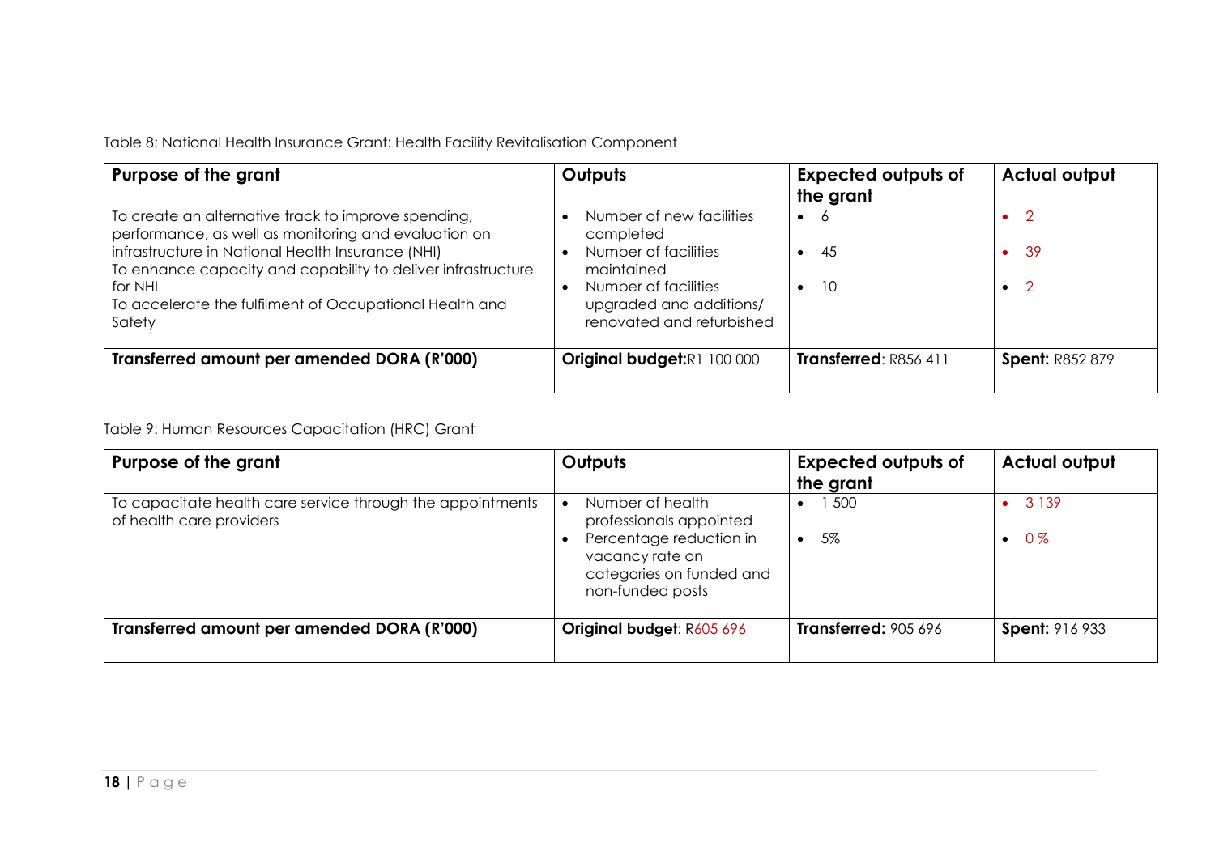Table 8: National Health Insurance Grant: Health Facility Revitalisation Component

| Purpose of the grant | Outputs | Expected outputs of the grant | Actual output |
|---|---|---|---|
| To create an alternative track to improve spending, performance, as well as monitoring and evaluation on infrastructure in National Health Insurance (NHI)<br>To enhance capacity and capability to deliver infrastructure for NHI<br>To accelerate the fulfilment of Occupational Health and Safety | • Number of new facilities completed<br>• Number of facilities maintained<br>• Number of facilities upgraded and additions/ renovated and refurbished | • 6<br>• 45<br>• 10 | • 2<br>• 39<br>• 2 |
| **Transferred amount per amended DORA (R'000)** | **Original budget:** R1 100 000 | **Transferred**: R856 411 | **Spent:** R852 879 |

Table 9: Human Resources Capacitation (HRC) Grant

| Purpose of the grant | Outputs | Expected outputs of the grant | Actual output |
|---|---|---|---|
| To capacitate health care service through the appointments of health care providers | • Number of health professionals appointed<br>• Percentage reduction in vacancy rate on categories on funded and non-funded posts | • 1 500<br>• 5% | • 3 139<br>• 0 % |
| **Transferred amount per amended DORA (R'000)** | **Original budget**: R605 696 | **Transferred:** 905 696 | **Spent:** 916 933 |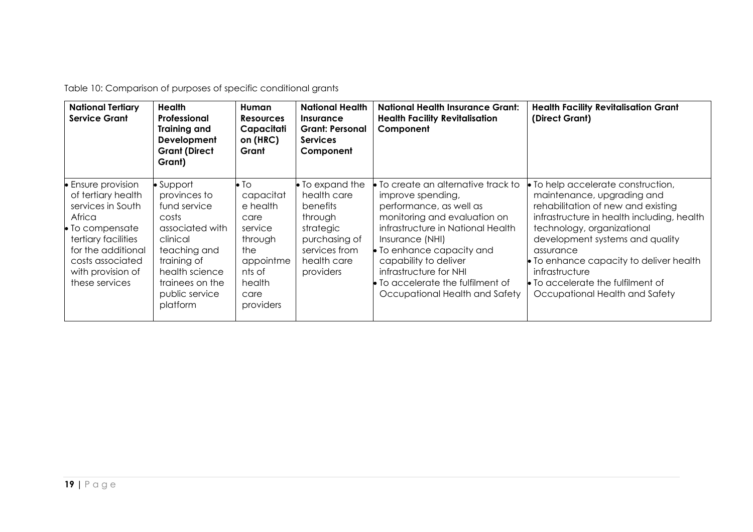Table 10: Comparison of purposes of specific conditional grants

| National Tertiary Service Grant | Health Professional Training and Development Grant (Direct Grant) | Human Resources Capacitation (HRC) Grant | National Health Insurance Grant: Personal Services Component | National Health Insurance Grant: Health Facility Revitalisation Component | Health Facility Revitalisation Grant (Direct Grant) |
|---|---|---|---|---|---|
| • Ensure provision of tertiary health services in South Africa<br>• To compensate tertiary facilities for the additional costs associated with provision of these services | • Support provinces to fund service costs associated with clinical teaching and training of health science trainees on the public service platform | • To capacitate health care service through the appointments of health care providers | • To expand the health care benefits through strategic purchasing of services from health care providers | • To create an alternative track to improve spending, performance, as well as monitoring and evaluation on infrastructure in National Health Insurance (NHI)<br>• To enhance capacity and capability to deliver infrastructure for NHI<br>• To accelerate the fulfilment of Occupational Health and Safety | • To help accelerate construction, maintenance, upgrading and rehabilitation of new and existing infrastructure in health including, health technology, organizational development systems and quality assurance<br>• To enhance capacity to deliver health infrastructure<br>• To accelerate the fulfilment of Occupational Health and Safety |